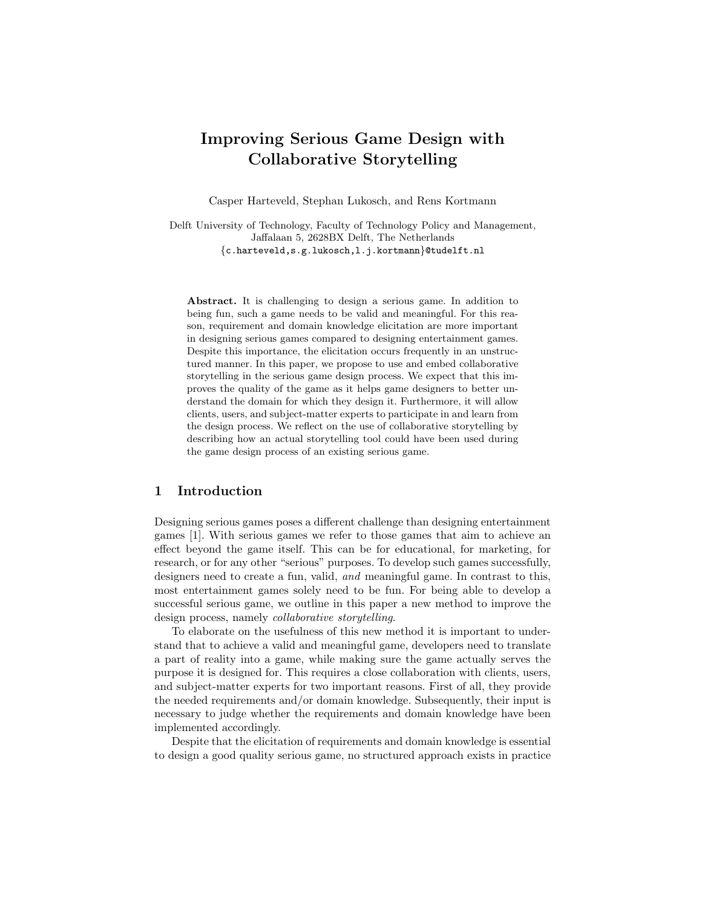# Improving Serious Game Design with Collaborative Storytelling

Casper Harteveld, Stephan Lukosch, and Rens Kortmann

Delft University of Technology, Faculty of Technology Policy and Management,
Jaffalaan 5, 2628BX Delft, The Netherlands
{c.harteveld,s.g.lukosch,l.j.kortmann}@tudelft.nl

**Abstract.** It is challenging to design a serious game. In addition to being fun, such a game needs to be valid and meaningful. For this reason, requirement and domain knowledge elicitation are more important in designing serious games compared to designing entertainment games. Despite this importance, the elicitation occurs frequently in an unstructured manner. In this paper, we propose to use and embed collaborative storytelling in the serious game design process. We expect that this improves the quality of the game as it helps game designers to better understand the domain for which they design it. Furthermore, it will allow clients, users, and subject-matter experts to participate in and learn from the design process. We reflect on the use of collaborative storytelling by describing how an actual storytelling tool could have been used during the game design process of an existing serious game.

## 1 Introduction

Designing serious games poses a different challenge than designing entertainment games [1]. With serious games we refer to those games that aim to achieve an effect beyond the game itself. This can be for educational, for marketing, for research, or for any other "serious" purposes. To develop such games successfully, designers need to create a fun, valid, *and* meaningful game. In contrast to this, most entertainment games solely need to be fun. For being able to develop a successful serious game, we outline in this paper a new method to improve the design process, namely *collaborative storytelling*.

To elaborate on the usefulness of this new method it is important to understand that to achieve a valid and meaningful game, developers need to translate a part of reality into a game, while making sure the game actually serves the purpose it is designed for. This requires a close collaboration with clients, users, and subject-matter experts for two important reasons. First of all, they provide the needed requirements and/or domain knowledge. Subsequently, their input is necessary to judge whether the requirements and domain knowledge have been implemented accordingly.

Despite that the elicitation of requirements and domain knowledge is essential to design a good quality serious game, no structured approach exists in practice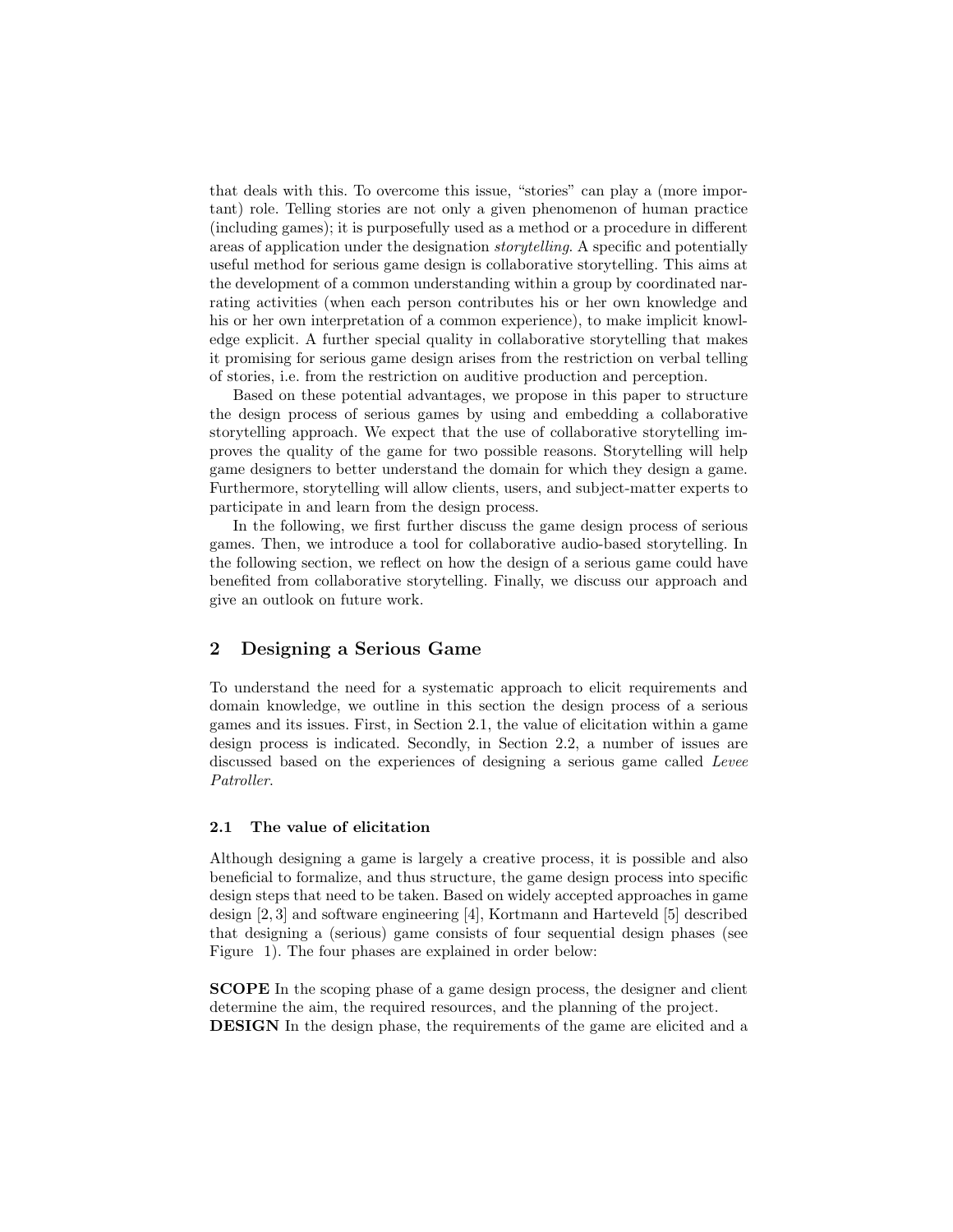that deals with this. To overcome this issue, "stories" can play a (more important) role. Telling stories are not only a given phenomenon of human practice (including games); it is purposefully used as a method or a procedure in different areas of application under the designation *storytelling*. A specific and potentially useful method for serious game design is collaborative storytelling. This aims at the development of a common understanding within a group by coordinated narrating activities (when each person contributes his or her own knowledge and his or her own interpretation of a common experience), to make implicit knowledge explicit. A further special quality in collaborative storytelling that makes it promising for serious game design arises from the restriction on verbal telling of stories, i.e. from the restriction on auditive production and perception.

Based on these potential advantages, we propose in this paper to structure the design process of serious games by using and embedding a collaborative storytelling approach. We expect that the use of collaborative storytelling improves the quality of the game for two possible reasons. Storytelling will help game designers to better understand the domain for which they design a game. Furthermore, storytelling will allow clients, users, and subject-matter experts to participate in and learn from the design process.

In the following, we first further discuss the game design process of serious games. Then, we introduce a tool for collaborative audio-based storytelling. In the following section, we reflect on how the design of a serious game could have benefited from collaborative storytelling. Finally, we discuss our approach and give an outlook on future work.

## 2 Designing a Serious Game

To understand the need for a systematic approach to elicit requirements and domain knowledge, we outline in this section the design process of a serious games and its issues. First, in Section 2.1, the value of elicitation within a game design process is indicated. Secondly, in Section 2.2, a number of issues are discussed based on the experiences of designing a serious game called *Levee Patroller*.

### 2.1 The value of elicitation

Although designing a game is largely a creative process, it is possible and also beneficial to formalize, and thus structure, the game design process into specific design steps that need to be taken. Based on widely accepted approaches in game design [2, 3] and software engineering [4], Kortmann and Harteveld [5] described that designing a (serious) game consists of four sequential design phases (see Figure 1). The four phases are explained in order below:

**SCOPE** In the scoping phase of a game design process, the designer and client determine the aim, the required resources, and the planning of the project.

**DESIGN** In the design phase, the requirements of the game are elicited and a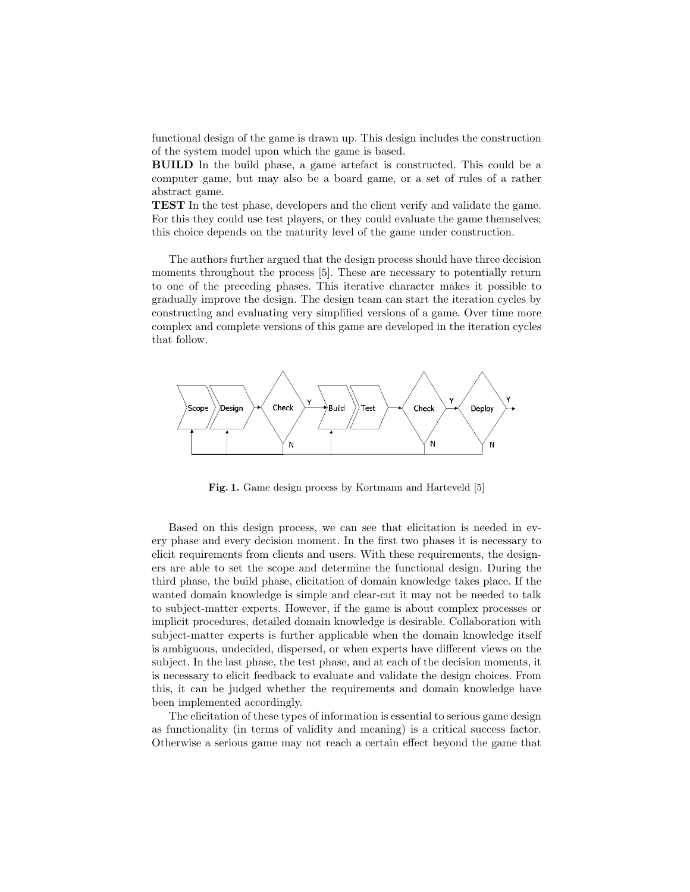functional design of the game is drawn up. This design includes the construction of the system model upon which the game is based.

**BUILD** In the build phase, a game artefact is constructed. This could be a computer game, but may also be a board game, or a set of rules of a rather abstract game.

**TEST** In the test phase, developers and the client verify and validate the game. For this they could use test players, or they could evaluate the game themselves; this choice depends on the maturity level of the game under construction.

The authors further argued that the design process should have three decision moments throughout the process [5]. These are necessary to potentially return to one of the preceding phases. This iterative character makes it possible to gradually improve the design. The design team can start the iteration cycles by constructing and evaluating very simplified versions of a game. Over time more complex and complete versions of this game are developed in the iteration cycles that follow.

**Fig. 1.** Game design process by Kortmann and Harteveld [5]

Based on this design process, we can see that elicitation is needed in every phase and every decision moment. In the first two phases it is necessary to elicit requirements from clients and users. With these requirements, the designers are able to set the scope and determine the functional design. During the third phase, the build phase, elicitation of domain knowledge takes place. If the wanted domain knowledge is simple and clear-cut it may not be needed to talk to subject-matter experts. However, if the game is about complex processes or implicit procedures, detailed domain knowledge is desirable. Collaboration with subject-matter experts is further applicable when the domain knowledge itself is ambiguous, undecided, dispersed, or when experts have different views on the subject. In the last phase, the test phase, and at each of the decision moments, it is necessary to elicit feedback to evaluate and validate the design choices. From this, it can be judged whether the requirements and domain knowledge have been implemented accordingly.

The elicitation of these types of information is essential to serious game design as functionality (in terms of validity and meaning) is a critical success factor. Otherwise a serious game may not reach a certain effect beyond the game that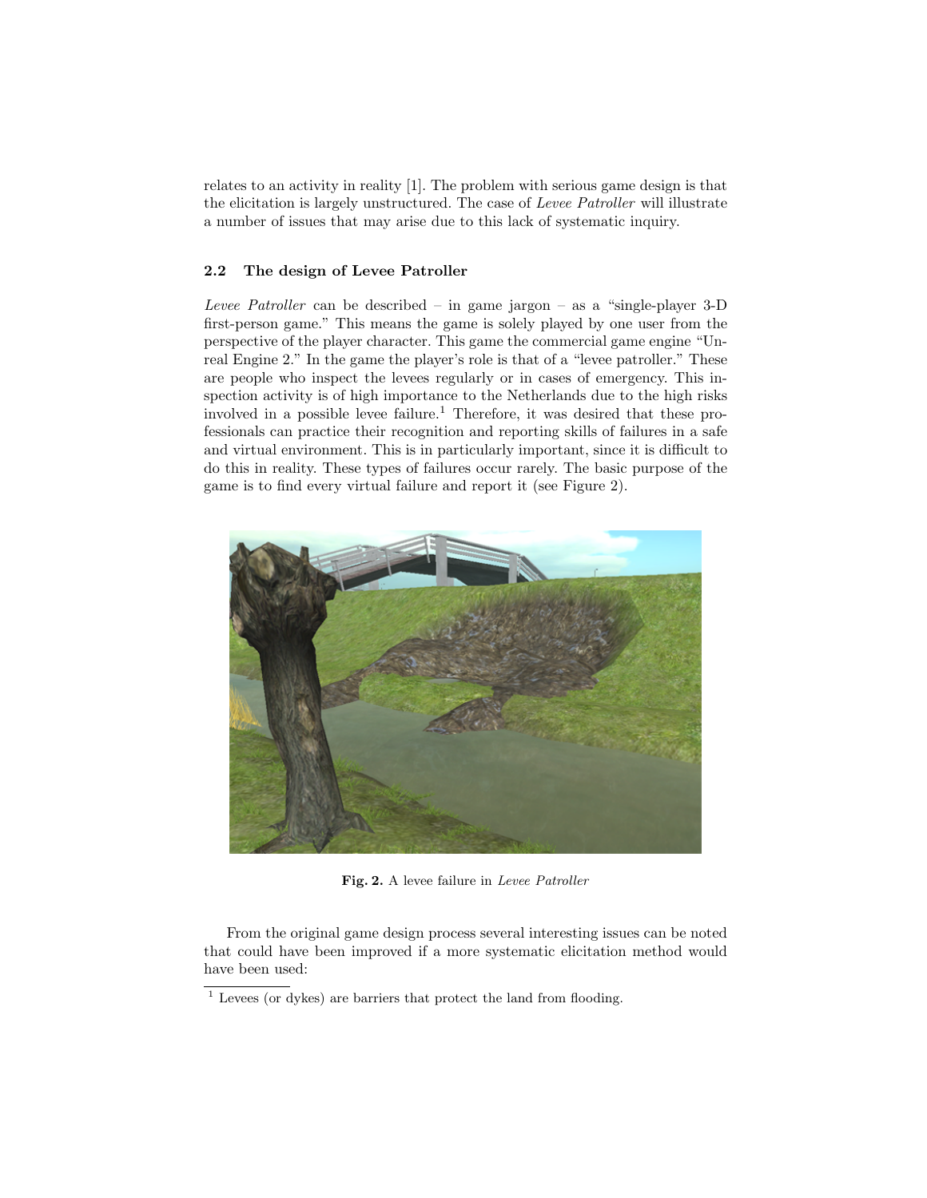relates to an activity in reality [1]. The problem with serious game design is that the elicitation is largely unstructured. The case of *Levee Patroller* will illustrate a number of issues that may arise due to this lack of systematic inquiry.

### 2.2 The design of Levee Patroller

*Levee Patroller* can be described – in game jargon – as a "single-player 3-D first-person game." This means the game is solely played by one user from the perspective of the player character. This game the commercial game engine "Unreal Engine 2." In the game the player's role is that of a "levee patroller." These are people who inspect the levees regularly or in cases of emergency. This inspection activity is of high importance to the Netherlands due to the high risks involved in a possible levee failure.[1] Therefore, it was desired that these professionals can practice their recognition and reporting skills of failures in a safe and virtual environment. This is in particularly important, since it is difficult to do this in reality. These types of failures occur rarely. The basic purpose of the game is to find every virtual failure and report it (see Figure 2).

**Fig. 2.** A levee failure in *Levee Patroller*

From the original game design process several interesting issues can be noted that could have been improved if a more systematic elicitation method would have been used:

[1] Levees (or dykes) are barriers that protect the land from flooding.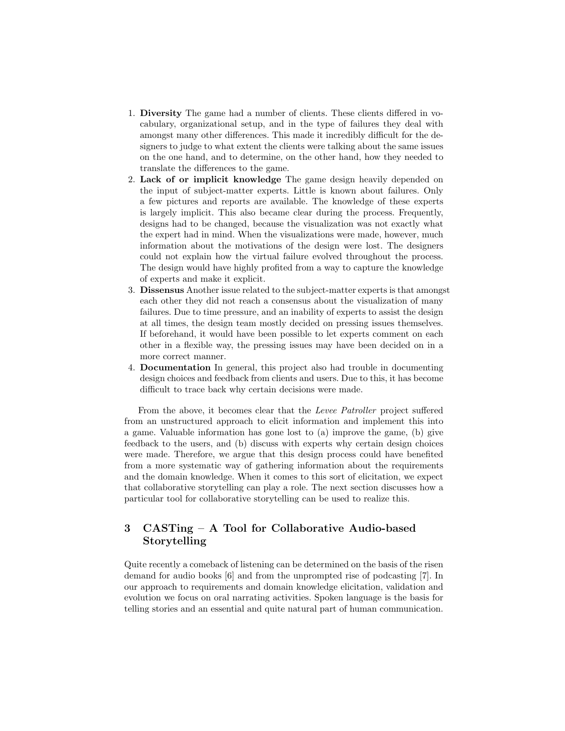1. **Diversity** The game had a number of clients. These clients differed in vocabulary, organizational setup, and in the type of failures they deal with amongst many other differences. This made it incredibly difficult for the designers to judge to what extent the clients were talking about the same issues on the one hand, and to determine, on the other hand, how they needed to translate the differences to the game.
2. **Lack of or implicit knowledge** The game design heavily depended on the input of subject-matter experts. Little is known about failures. Only a few pictures and reports are available. The knowledge of these experts is largely implicit. This also became clear during the process. Frequently, designs had to be changed, because the visualization was not exactly what the expert had in mind. When the visualizations were made, however, much information about the motivations of the design were lost. The designers could not explain how the virtual failure evolved throughout the process. The design would have highly profited from a way to capture the knowledge of experts and make it explicit.
3. **Dissensus** Another issue related to the subject-matter experts is that amongst each other they did not reach a consensus about the visualization of many failures. Due to time pressure, and an inability of experts to assist the design at all times, the design team mostly decided on pressing issues themselves. If beforehand, it would have been possible to let experts comment on each other in a flexible way, the pressing issues may have been decided on in a more correct manner.
4. **Documentation** In general, this project also had trouble in documenting design choices and feedback from clients and users. Due to this, it has become difficult to trace back why certain decisions were made.

From the above, it becomes clear that the *Levee Patroller* project suffered from an unstructured approach to elicit information and implement this into a game. Valuable information has gone lost to (a) improve the game, (b) give feedback to the users, and (b) discuss with experts why certain design choices were made. Therefore, we argue that this design process could have benefited from a more systematic way of gathering information about the requirements and the domain knowledge. When it comes to this sort of elicitation, we expect that collaborative storytelling can play a role. The next section discusses how a particular tool for collaborative storytelling can be used to realize this.

## 3 CASTing – A Tool for Collaborative Audio-based Storytelling

Quite recently a comeback of listening can be determined on the basis of the risen demand for audio books [6] and from the unprompted rise of podcasting [7]. In our approach to requirements and domain knowledge elicitation, validation and evolution we focus on oral narrating activities. Spoken language is the basis for telling stories and an essential and quite natural part of human communication.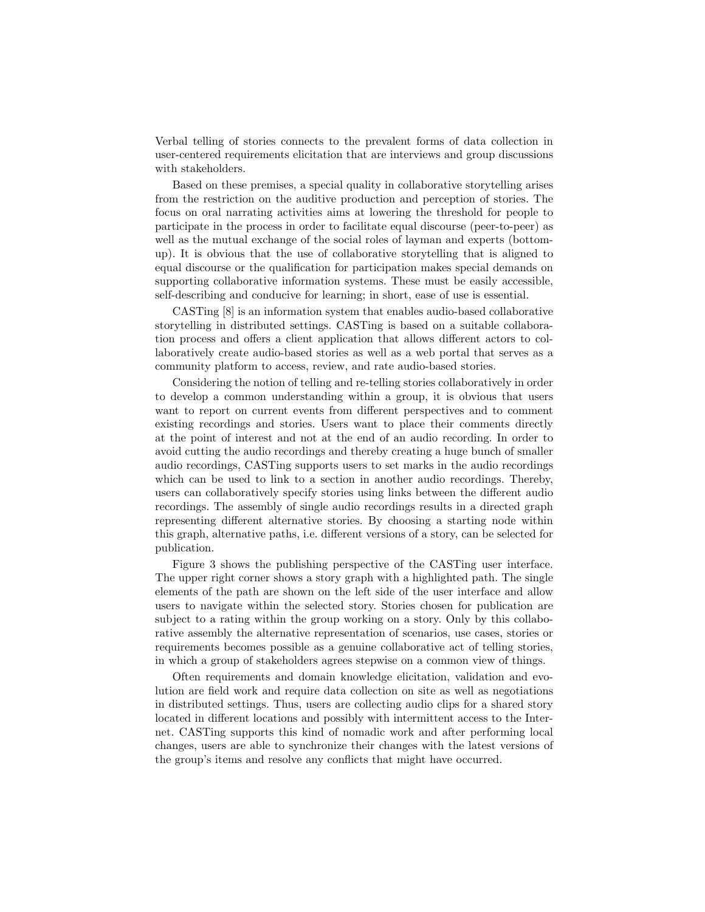Verbal telling of stories connects to the prevalent forms of data collection in user-centered requirements elicitation that are interviews and group discussions with stakeholders.

Based on these premises, a special quality in collaborative storytelling arises from the restriction on the auditive production and perception of stories. The focus on oral narrating activities aims at lowering the threshold for people to participate in the process in order to facilitate equal discourse (peer-to-peer) as well as the mutual exchange of the social roles of layman and experts (bottom-up). It is obvious that the use of collaborative storytelling that is aligned to equal discourse or the qualification for participation makes special demands on supporting collaborative information systems. These must be easily accessible, self-describing and conducive for learning; in short, ease of use is essential.

CASTing [8] is an information system that enables audio-based collaborative storytelling in distributed settings. CASTing is based on a suitable collaboration process and offers a client application that allows different actors to collaboratively create audio-based stories as well as a web portal that serves as a community platform to access, review, and rate audio-based stories.

Considering the notion of telling and re-telling stories collaboratively in order to develop a common understanding within a group, it is obvious that users want to report on current events from different perspectives and to comment existing recordings and stories. Users want to place their comments directly at the point of interest and not at the end of an audio recording. In order to avoid cutting the audio recordings and thereby creating a huge bunch of smaller audio recordings, CASTing supports users to set marks in the audio recordings which can be used to link to a section in another audio recordings. Thereby, users can collaboratively specify stories using links between the different audio recordings. The assembly of single audio recordings results in a directed graph representing different alternative stories. By choosing a starting node within this graph, alternative paths, i.e. different versions of a story, can be selected for publication.

Figure 3 shows the publishing perspective of the CASTing user interface. The upper right corner shows a story graph with a highlighted path. The single elements of the path are shown on the left side of the user interface and allow users to navigate within the selected story. Stories chosen for publication are subject to a rating within the group working on a story. Only by this collaborative assembly the alternative representation of scenarios, use cases, stories or requirements becomes possible as a genuine collaborative act of telling stories, in which a group of stakeholders agrees stepwise on a common view of things.

Often requirements and domain knowledge elicitation, validation and evolution are field work and require data collection on site as well as negotiations in distributed settings. Thus, users are collecting audio clips for a shared story located in different locations and possibly with intermittent access to the Internet. CASTing supports this kind of nomadic work and after performing local changes, users are able to synchronize their changes with the latest versions of the group's items and resolve any conflicts that might have occurred.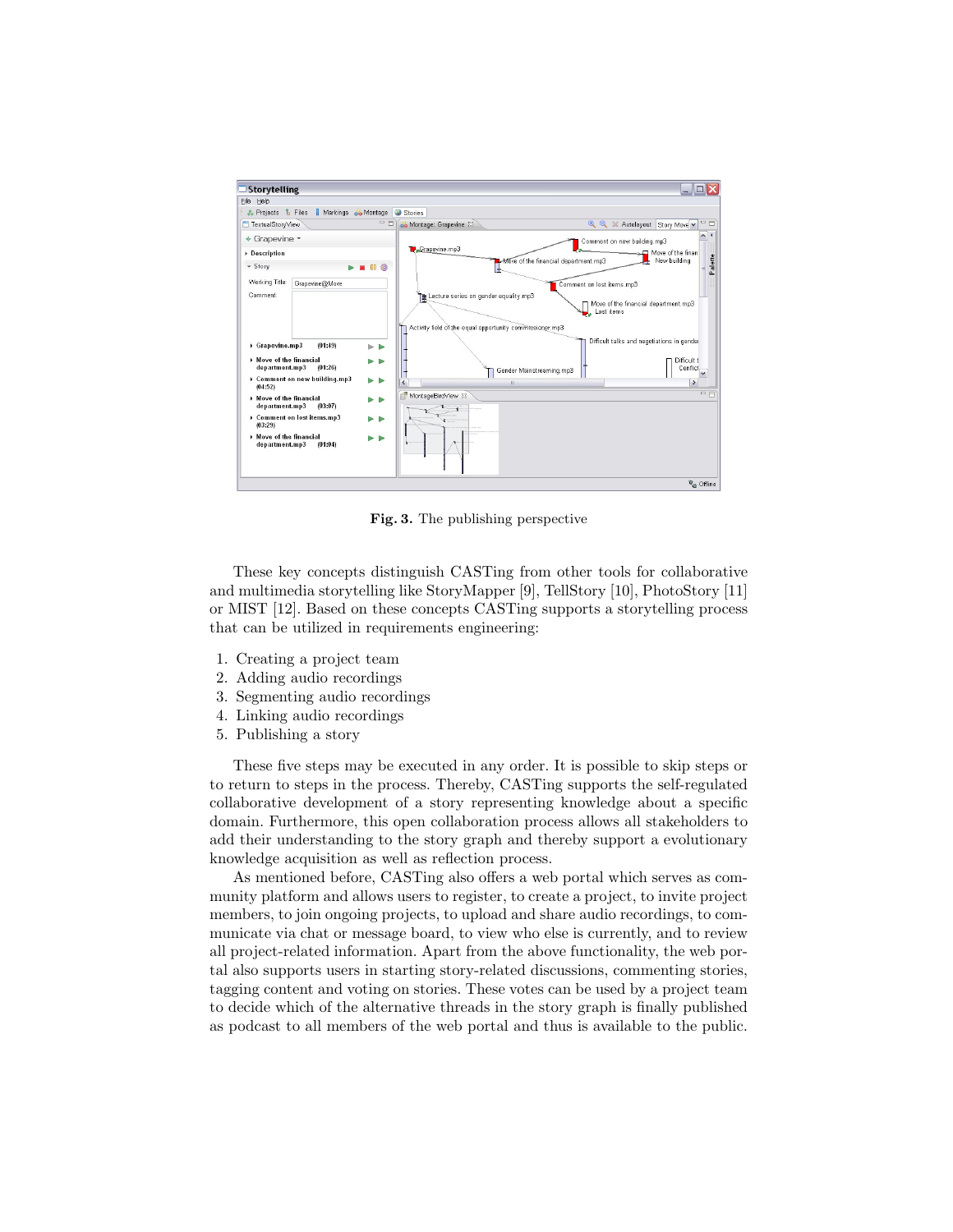Fig. 3. The publishing perspective

These key concepts distinguish CASTing from other tools for collaborative and multimedia storytelling like StoryMapper [9], TellStory [10], PhotoStory [11] or MIST [12]. Based on these concepts CASTing supports a storytelling process that can be utilized in requirements engineering:

1. Creating a project team
2. Adding audio recordings
3. Segmenting audio recordings
4. Linking audio recordings
5. Publishing a story

These five steps may be executed in any order. It is possible to skip steps or to return to steps in the process. Thereby, CASTing supports the self-regulated collaborative development of a story representing knowledge about a specific domain. Furthermore, this open collaboration process allows all stakeholders to add their understanding to the story graph and thereby support a evolutionary knowledge acquisition as well as reflection process.

As mentioned before, CASTing also offers a web portal which serves as community platform and allows users to register, to create a project, to invite project members, to join ongoing projects, to upload and share audio recordings, to communicate via chat or message board, to view who else is currently, and to review all project-related information. Apart from the above functionality, the web portal also supports users in starting story-related discussions, commenting stories, tagging content and voting on stories. These votes can be used by a project team to decide which of the alternative threads in the story graph is finally published as podcast to all members of the web portal and thus is available to the public.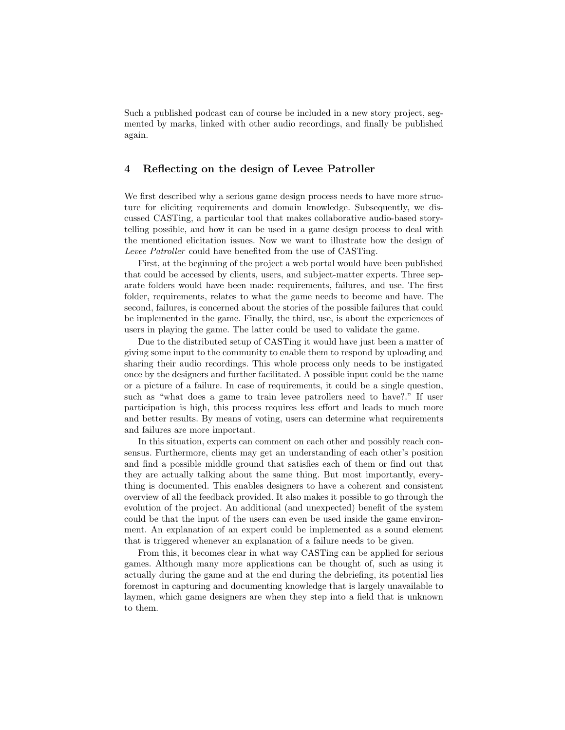Such a published podcast can of course be included in a new story project, segmented by marks, linked with other audio recordings, and finally be published again.

## 4 Reflecting on the design of Levee Patroller

We first described why a serious game design process needs to have more structure for eliciting requirements and domain knowledge. Subsequently, we discussed CASTing, a particular tool that makes collaborative audio-based storytelling possible, and how it can be used in a game design process to deal with the mentioned elicitation issues. Now we want to illustrate how the design of *Levee Patroller* could have benefited from the use of CASTing.

First, at the beginning of the project a web portal would have been published that could be accessed by clients, users, and subject-matter experts. Three separate folders would have been made: requirements, failures, and use. The first folder, requirements, relates to what the game needs to become and have. The second, failures, is concerned about the stories of the possible failures that could be implemented in the game. Finally, the third, use, is about the experiences of users in playing the game. The latter could be used to validate the game.

Due to the distributed setup of CASTing it would have just been a matter of giving some input to the community to enable them to respond by uploading and sharing their audio recordings. This whole process only needs to be instigated once by the designers and further facilitated. A possible input could be the name or a picture of a failure. In case of requirements, it could be a single question, such as "what does a game to train levee patrollers need to have?." If user participation is high, this process requires less effort and leads to much more and better results. By means of voting, users can determine what requirements and failures are more important.

In this situation, experts can comment on each other and possibly reach consensus. Furthermore, clients may get an understanding of each other's position and find a possible middle ground that satisfies each of them or find out that they are actually talking about the same thing. But most importantly, everything is documented. This enables designers to have a coherent and consistent overview of all the feedback provided. It also makes it possible to go through the evolution of the project. An additional (and unexpected) benefit of the system could be that the input of the users can even be used inside the game environment. An explanation of an expert could be implemented as a sound element that is triggered whenever an explanation of a failure needs to be given.

From this, it becomes clear in what way CASTing can be applied for serious games. Although many more applications can be thought of, such as using it actually during the game and at the end during the debriefing, its potential lies foremost in capturing and documenting knowledge that is largely unavailable to laymen, which game designers are when they step into a field that is unknown to them.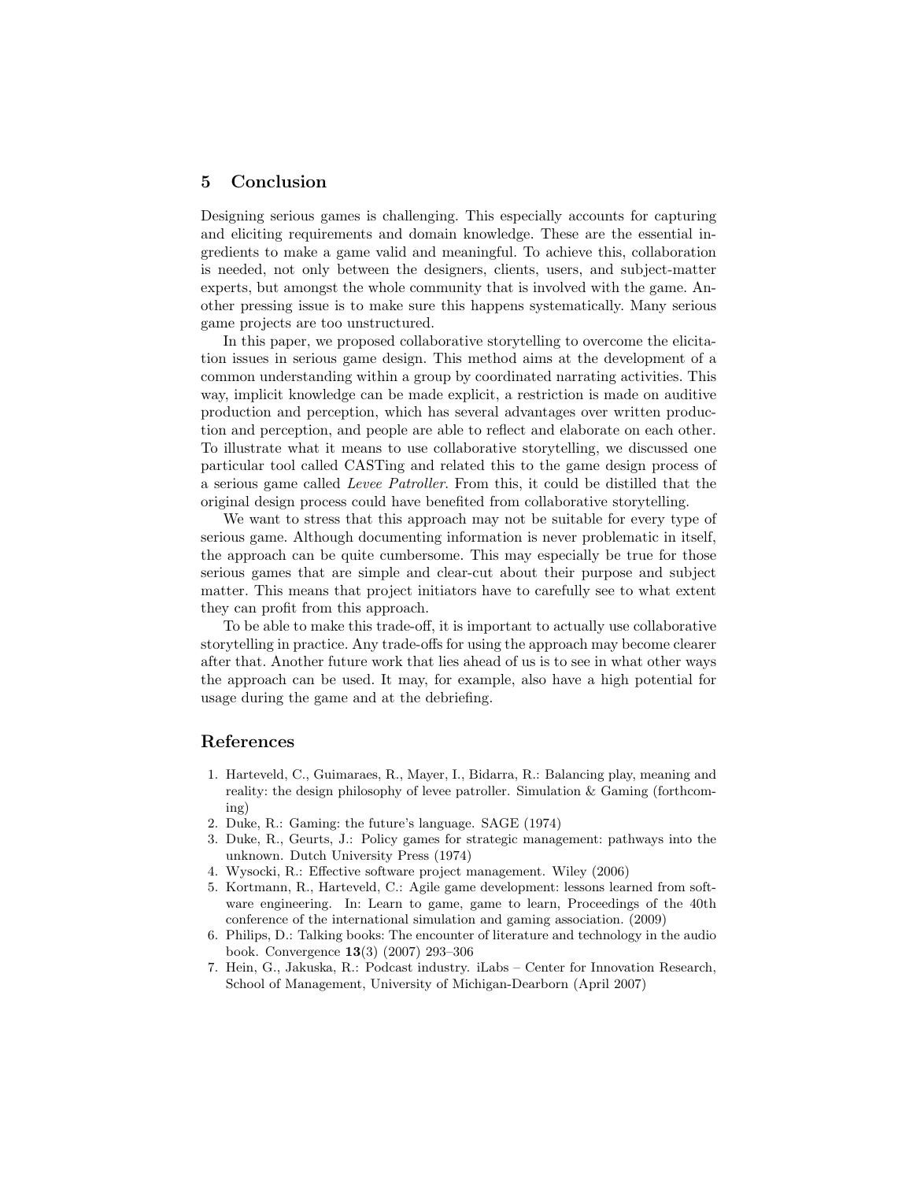## 5 Conclusion

Designing serious games is challenging. This especially accounts for capturing and eliciting requirements and domain knowledge. These are the essential ingredients to make a game valid and meaningful. To achieve this, collaboration is needed, not only between the designers, clients, users, and subject-matter experts, but amongst the whole community that is involved with the game. Another pressing issue is to make sure this happens systematically. Many serious game projects are too unstructured.

In this paper, we proposed collaborative storytelling to overcome the elicitation issues in serious game design. This method aims at the development of a common understanding within a group by coordinated narrating activities. This way, implicit knowledge can be made explicit, a restriction is made on auditive production and perception, which has several advantages over written production and perception, and people are able to reflect and elaborate on each other. To illustrate what it means to use collaborative storytelling, we discussed one particular tool called CASTing and related this to the game design process of a serious game called *Levee Patroller*. From this, it could be distilled that the original design process could have benefited from collaborative storytelling.

We want to stress that this approach may not be suitable for every type of serious game. Although documenting information is never problematic in itself, the approach can be quite cumbersome. This may especially be true for those serious games that are simple and clear-cut about their purpose and subject matter. This means that project initiators have to carefully see to what extent they can profit from this approach.

To be able to make this trade-off, it is important to actually use collaborative storytelling in practice. Any trade-offs for using the approach may become clearer after that. Another future work that lies ahead of us is to see in what other ways the approach can be used. It may, for example, also have a high potential for usage during the game and at the debriefing.

## References

1. Harteveld, C., Guimaraes, R., Mayer, I., Bidarra, R.: Balancing play, meaning and reality: the design philosophy of levee patroller. Simulation & Gaming (forthcoming)
2. Duke, R.: Gaming: the future's language. SAGE (1974)
3. Duke, R., Geurts, J.: Policy games for strategic management: pathways into the unknown. Dutch University Press (1974)
4. Wysocki, R.: Effective software project management. Wiley (2006)
5. Kortmann, R., Harteveld, C.: Agile game development: lessons learned from software engineering. In: Learn to game, game to learn, Proceedings of the 40th conference of the international simulation and gaming association. (2009)
6. Philips, D.: Talking books: The encounter of literature and technology in the audio book. Convergence **13**(3) (2007) 293–306
7. Hein, G., Jakuska, R.: Podcast industry. iLabs – Center for Innovation Research, School of Management, University of Michigan-Dearborn (April 2007)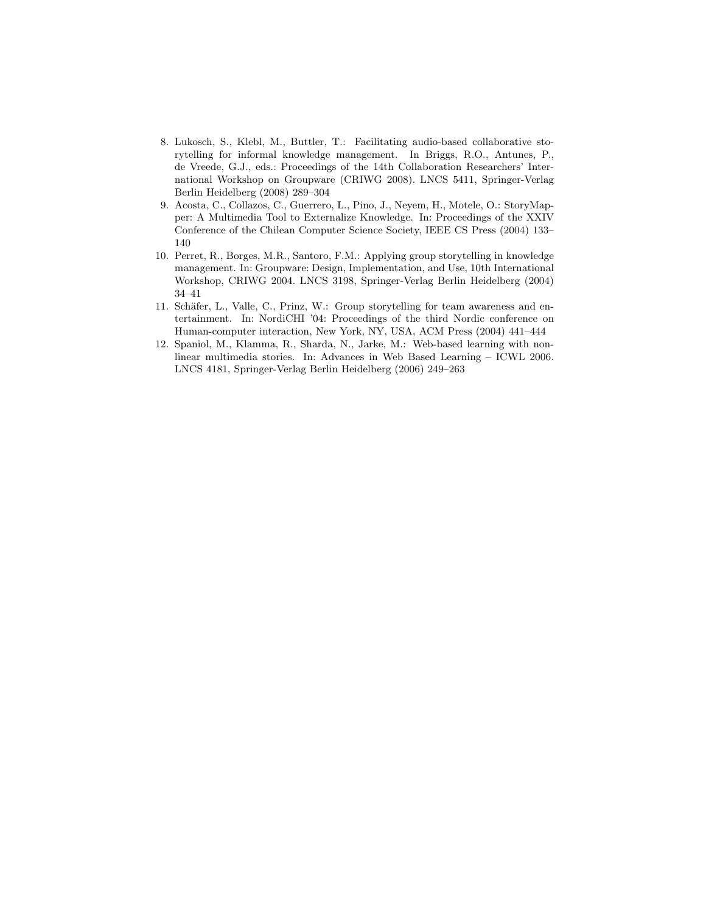8. Lukosch, S., Klebl, M., Buttler, T.: Facilitating audio-based collaborative storytelling for informal knowledge management. In Briggs, R.O., Antunes, P., de Vreede, G.J., eds.: Proceedings of the 14th Collaboration Researchers' International Workshop on Groupware (CRIWG 2008). LNCS 5411, Springer-Verlag Berlin Heidelberg (2008) 289–304
9. Acosta, C., Collazos, C., Guerrero, L., Pino, J., Neyem, H., Motele, O.: StoryMapper: A Multimedia Tool to Externalize Knowledge. In: Proceedings of the XXIV Conference of the Chilean Computer Science Society, IEEE CS Press (2004) 133–140
10. Perret, R., Borges, M.R., Santoro, F.M.: Applying group storytelling in knowledge management. In: Groupware: Design, Implementation, and Use, 10th International Workshop, CRIWG 2004. LNCS 3198, Springer-Verlag Berlin Heidelberg (2004) 34–41
11. Schäfer, L., Valle, C., Prinz, W.: Group storytelling for team awareness and entertainment. In: NordiCHI '04: Proceedings of the third Nordic conference on Human-computer interaction, New York, NY, USA, ACM Press (2004) 441–444
12. Spaniol, M., Klamma, R., Sharda, N., Jarke, M.: Web-based learning with non-linear multimedia stories. In: Advances in Web Based Learning – ICWL 2006. LNCS 4181, Springer-Verlag Berlin Heidelberg (2006) 249–263